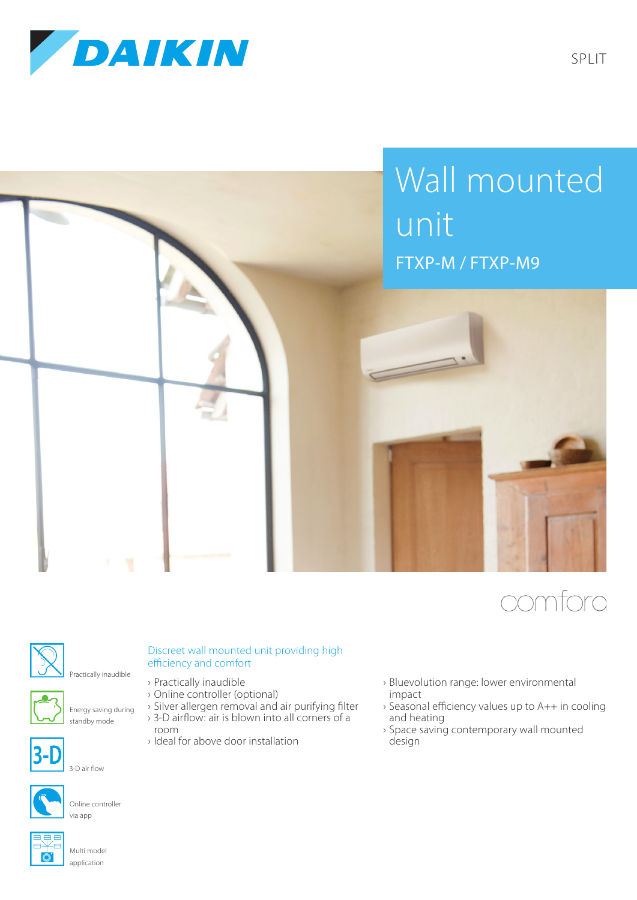DAIKIN

SPLIT

# Wall mounted unit

## FTXP-M / FTXP-M9

comfora

Practically inaudible

Energy saving during standby mode

3-D air flow

Online controller via app

Multi model application

### Discreet wall mounted unit providing high efficiency and comfort

- Practically inaudible
- Online controller (optional)
- Silver allergen removal and air purifying filter
- 3-D airflow: air is blown into all corners of a room
- Ideal for above door installation
- Bluevolution range: lower environmental impact
- Seasonal efficiency values up to A++ in cooling and heating
- Space saving contemporary wall mounted design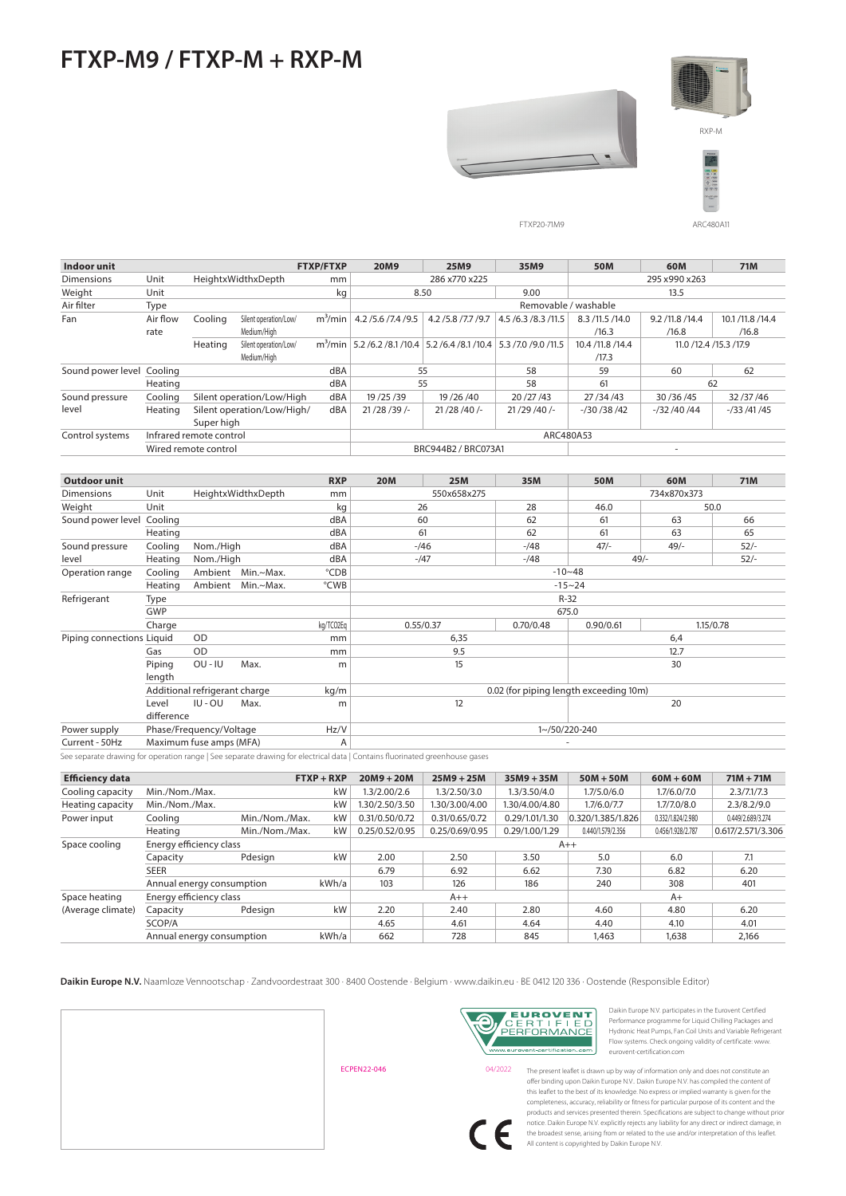# FTXP-M9 / FTXP-M + RXP-M

RXP-M

FTXP20-71M9

ARC480A11

| Indoor unit | | | | FTXP/FTXP | 20M9 | 25M9 | 35M9 | 50M | 60M | 71M |
|---|---|---|---|---|---|---|---|---|---|---|
| Dimensions | Unit | HeightxWidthxDepth | | mm | 286 x770 x225 | | | 295 x990 x263 | | |
| Weight | Unit | | | kg | 8.50 | | 9.00 | 13.5 | | |
| Air filter | Type | | | | Removable / washable | | | | | |
| Fan | Air flow rate | Cooling | Silent operation/Low/ Medium/High | m³/min | 4.2 /5.6 /7.4 /9.5 | 4.2 /5.8 /7.7 /9.7 | 4.5 /6.3 /8.3 /11.5 | 8.3 /11.5 /14.0 /16.3 | 9.2 /11.8 /14.4 /16.8 | 10.1 /11.8 /14.4 /16.8 |
| | | Heating | Silent operation/Low/ Medium/High | m³/min | 5.2 /6.2 /8.1 /10.4 | 5.2 /6.4 /8.1 /10.4 | 5.3 /7.0 /9.0 /11.5 | 10.4 /11.8 /14.4 /17.3 | 11.0 /12.4 /15.3 /17.9 | |
| Sound power level | Cooling | | | dBA | 55 | | 58 | 59 | 60 | 62 |
| | Heating | | | dBA | 55 | | 58 | 61 | 62 | |
| Sound pressure level | Cooling | Silent operation/Low/High | | dBA | 19 /25 /39 | 19 /26 /40 | 20 /27 /43 | 27 /34 /43 | 30 /36 /45 | 32 /37 /46 |
| | Heating | Silent operation/Low/High/ Super high | | dBA | 21 /28 /39 /- | 21 /28 /40 /- | 21 /29 /40 /- | -/30 /38 /42 | -/32 /40 /44 | -/33 /41 /45 |
| Control systems | Infrared remote control | | | | ARC480A53 | | | | | |
| | Wired remote control | | | | BRC944B2 / BRC073A1 | | | - | | |

| Outdoor unit | | | | RXP | 20M | 25M | 35M | 50M | 60M | 71M |
|---|---|---|---|---|---|---|---|---|---|---|
| Dimensions | Unit | HeightxWidthxDepth | | mm | 550x658x275 | | | 734x870x373 | | |
| Weight | Unit | | | kg | 26 | | 28 | 46.0 | 50.0 | |
| Sound power level | Cooling | | | dBA | 60 | | 62 | 61 | 63 | 66 |
| | Heating | | | dBA | 61 | | 62 | 61 | 63 | 65 |
| Sound pressure level | Cooling | Nom./High | | dBA | -/46 | | -/48 | 47/- | 49/- | 52/- |
| | Heating | Nom./High | | dBA | -/47 | | -/48 | 49/- | | 52/- |
| Operation range | Cooling | Ambient | Min.~Max. | °CDB | -10~48 | | | | | |
| | Heating | Ambient | Min.~Max. | °CWB | -15~24 | | | | | |
| Refrigerant | Type | | | | R-32 | | | | | |
| | GWP | | | | 675.0 | | | | | |
| | Charge | | | kg/TCO2Eq | 0.55/0.37 | | 0.70/0.48 | 0.90/0.61 | 1.15/0.78 | |
| Piping connections | Liquid | OD | | mm | 6,35 | | | 6,4 | | |
| | Gas | OD | | mm | 9.5 | | | 12.7 | | |
| | Piping length | OU - IU | Max. | m | 15 | | | 30 | | |
| | Additional refrigerant charge | | | kg/m | 0.02 (for piping length exceeding 10m) | | | | | |
| | Level difference | IU - OU | Max. | m | 12 | | | 20 | | |
| Power supply | Phase/Frequency/Voltage | | | Hz/V | 1~/50/220-240 | | | | | |
| Current - 50Hz | Maximum fuse amps (MFA) | | | A | - | | | | | |

See separate drawing for operation range | See separate drawing for electrical data | Contains fluorinated greenhouse gases

| Efficiency data | | | FTXP + RXP | 20M9 + 20M | 25M9 + 25M | 35M9 + 35M | 50M + 50M | 60M + 60M | 71M + 71M |
|---|---|---|---|---|---|---|---|---|---|
| Cooling capacity | Min./Nom./Max. | | kW | 1.3/2.00/2.6 | 1.3/2.50/3.0 | 1.3/3.50/4.0 | 1.7/5.0/6.0 | 1.7/6.0/7.0 | 2.3/7.1/7.3 |
| Heating capacity | Min./Nom./Max. | | kW | 1.30/2.50/3.50 | 1.30/3.00/4.00 | 1.30/4.00/4.80 | 1.7/6.0/7.7 | 1.7/7.0/8.0 | 2.3/8.2/9.0 |
| Power input | Cooling | Min./Nom./Max. | kW | 0.31/0.50/0.72 | 0.31/0.65/0.72 | 0.29/1.01/1.30 | 0.320/1.385/1.826 | 0.332/1.824/2.980 | 0.449/2.689/3.274 |
| | Heating | Min./Nom./Max. | kW | 0.25/0.52/0.95 | 0.25/0.69/0.95 | 0.29/1.00/1.29 | 0.440/1.579/2.356 | 0.456/1.928/2.787 | 0.617/2.571/3.306 |
| Space cooling | Energy efficiency class | | | A++ | | | | | |
| | Capacity | Pdesign | kW | 2.00 | 2.50 | 3.50 | 5.0 | 6.0 | 7.1 |
| | SEER | | | 6.79 | 6.92 | 6.62 | 7.30 | 6.82 | 6.20 |
| | Annual energy consumption | | kWh/a | 103 | 126 | 186 | 240 | 308 | 401 |
| Space heating (Average climate) | Energy efficiency class | | | A++ | | | A+ | | |
| | Capacity | Pdesign | kW | 2.20 | 2.40 | 2.80 | 4.60 | 4.80 | 6.20 |
| | SCOP/A | | | 4.65 | 4.61 | 4.64 | 4.40 | 4.10 | 4.01 |
| | Annual energy consumption | | kWh/a | 662 | 728 | 845 | 1,463 | 1,638 | 2,166 |

**Daikin Europe N.V.** Naamloze Vennootschap · Zandvoordestraat 300 · 8400 Oostende · Belgium · www.daikin.eu · BE 0412 120 336 · Oostende (Responsible Editor)

ECPEN22-046

04/2022

EUROVENT CERTIFIED PERFORMANCE www.eurovent-certification.com

Daikin Europe N.V. participates in the Eurovent Certified Performance programme for Liquid Chilling Packages and Hydronic Heat Pumps, Fan Coil Units and Variable Refrigerant Flow systems. Check ongoing validity of certificate: www.eurovent-certification.com

The present leaflet is drawn up by way of information only and does not constitute an offer binding upon Daikin Europe N.V. Daikin Europe N.V. has compiled the content of this leaflet to the best of its knowledge. No express or implied warranty is given for the completeness, accuracy, reliability or fitness for particular purpose of its content and the products and services presented therein. Specifications are subject to change without prior notice. Daikin Europe N.V. explicitly rejects any liability for any direct or indirect damage, in the broadest sense, arising from or related to the use and/or interpretation of this leaflet. All content is copyrighted by Daikin Europe N.V.